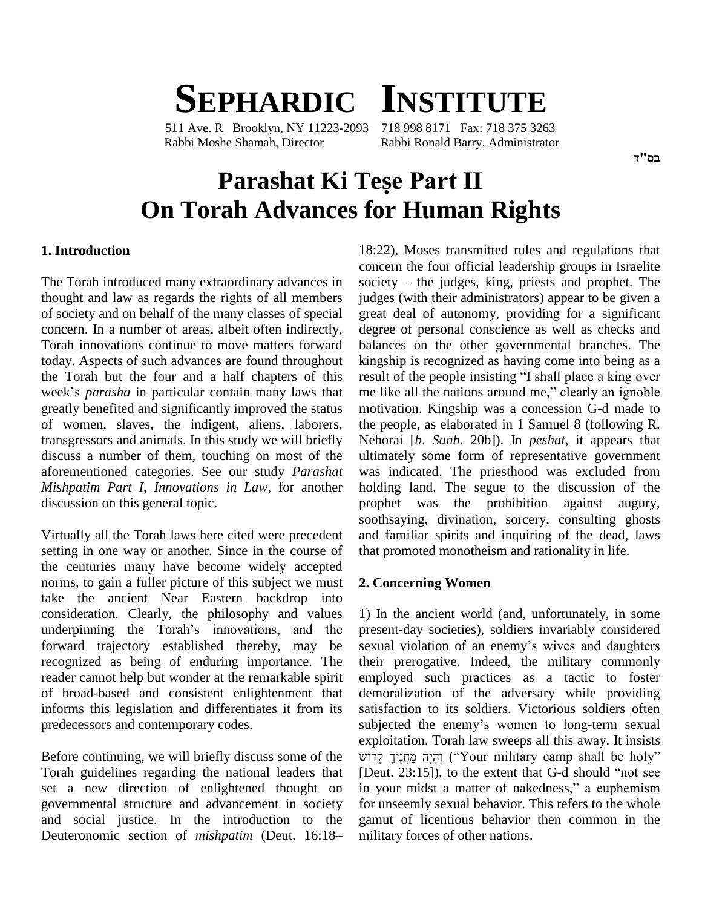# SEPHARDIC INSTITUTE

511 Ave. R Brooklyn, NY 11223-2093 718 998 8171 Fax: 718 375 3263
Rabbi Moshe Shamah, Director Rabbi Ronald Barry, Administrator

בס"ד

# Parashat Ki Teṣe Part II
# On Torah Advances for Human Rights

## 1. Introduction

The Torah introduced many extraordinary advances in thought and law as regards the rights of all members of society and on behalf of the many classes of special concern. In a number of areas, albeit often indirectly, Torah innovations continue to move matters forward today. Aspects of such advances are found throughout the Torah but the four and a half chapters of this week's *parasha* in particular contain many laws that greatly benefited and significantly improved the status of women, slaves, the indigent, aliens, laborers, transgressors and animals. In this study we will briefly discuss a number of them, touching on most of the aforementioned categories. See our study *Parashat Mishpatim Part I, Innovations in Law*, for another discussion on this general topic.

Virtually all the Torah laws here cited were precedent setting in one way or another. Since in the course of the centuries many have become widely accepted norms, to gain a fuller picture of this subject we must take the ancient Near Eastern backdrop into consideration. Clearly, the philosophy and values underpinning the Torah's innovations, and the forward trajectory established thereby, may be recognized as being of enduring importance. The reader cannot help but wonder at the remarkable spirit of broad-based and consistent enlightenment that informs this legislation and differentiates it from its predecessors and contemporary codes.

Before continuing, we will briefly discuss some of the Torah guidelines regarding the national leaders that set a new direction of enlightened thought on governmental structure and advancement in society and social justice. In the introduction to the Deuteronomic section of *mishpatim* (Deut. 16:18–18:22), Moses transmitted rules and regulations that concern the four official leadership groups in Israelite society – the judges, king, priests and prophet. The judges (with their administrators) appear to be given a great deal of autonomy, providing for a significant degree of personal conscience as well as checks and balances on the other governmental branches. The kingship is recognized as having come into being as a result of the people insisting "I shall place a king over me like all the nations around me," clearly an ignoble motivation. Kingship was a concession G-d made to the people, as elaborated in 1 Samuel 8 (following R. Nehorai [*b*. *Sanh*. 20b]). In *peshat*, it appears that ultimately some form of representative government was indicated. The priesthood was excluded from holding land. The segue to the discussion of the prophet was the prohibition against augury, soothsaying, divination, sorcery, consulting ghosts and familiar spirits and inquiring of the dead, laws that promoted monotheism and rationality in life.

## 2. Concerning Women

1) In the ancient world (and, unfortunately, in some present-day societies), soldiers invariably considered sexual violation of an enemy's wives and daughters their prerogative. Indeed, the military commonly employed such practices as a tactic to foster demoralization of the adversary while providing satisfaction to its soldiers. Victorious soldiers often subjected the enemy's women to long-term sexual exploitation. Torah law sweeps all this away. It insists וְהָיָה מַחֲנֶיךָ קָדוֹשׁ ("Your military camp shall be holy" [Deut. 23:15]), to the extent that G-d should "not see in your midst a matter of nakedness," a euphemism for unseemly sexual behavior. This refers to the whole gamut of licentious behavior then common in the military forces of other nations.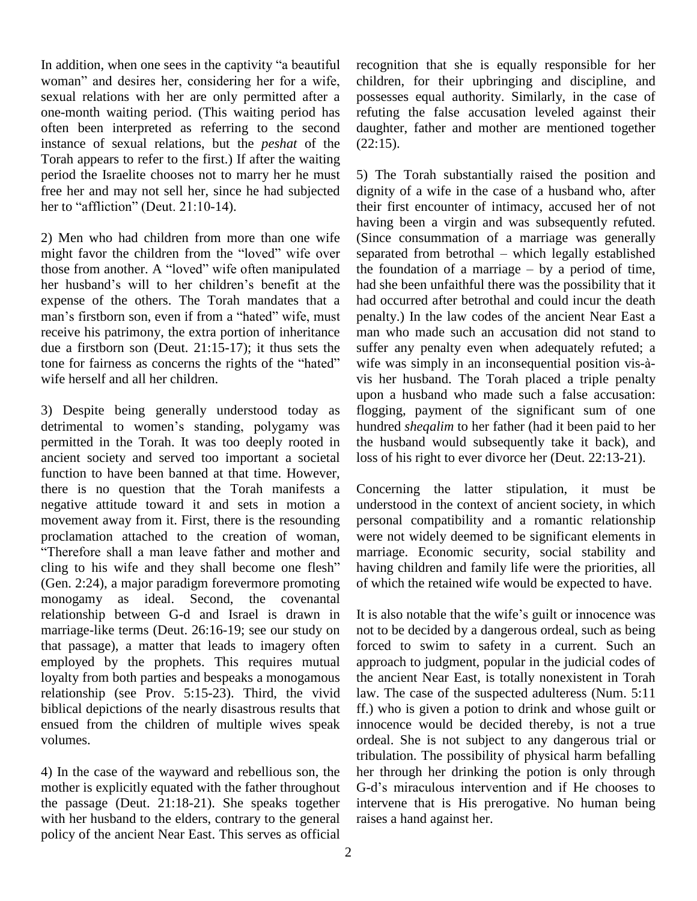In addition, when one sees in the captivity "a beautiful woman" and desires her, considering her for a wife, sexual relations with her are only permitted after a one-month waiting period. (This waiting period has often been interpreted as referring to the second instance of sexual relations, but the *peshat* of the Torah appears to refer to the first.) If after the waiting period the Israelite chooses not to marry her he must free her and may not sell her, since he had subjected her to "affliction" (Deut. 21:10-14).

2) Men who had children from more than one wife might favor the children from the "loved" wife over those from another. A "loved" wife often manipulated her husband's will to her children's benefit at the expense of the others. The Torah mandates that a man's firstborn son, even if from a "hated" wife, must receive his patrimony, the extra portion of inheritance due a firstborn son (Deut. 21:15-17); it thus sets the tone for fairness as concerns the rights of the "hated" wife herself and all her children.

3) Despite being generally understood today as detrimental to women's standing, polygamy was permitted in the Torah. It was too deeply rooted in ancient society and served too important a societal function to have been banned at that time. However, there is no question that the Torah manifests a negative attitude toward it and sets in motion a movement away from it. First, there is the resounding proclamation attached to the creation of woman, "Therefore shall a man leave father and mother and cling to his wife and they shall become one flesh" (Gen. 2:24), a major paradigm forevermore promoting monogamy as ideal. Second, the covenantal relationship between G-d and Israel is drawn in marriage-like terms (Deut. 26:16-19; see our study on that passage), a matter that leads to imagery often employed by the prophets. This requires mutual loyalty from both parties and bespeaks a monogamous relationship (see Prov. 5:15-23). Third, the vivid biblical depictions of the nearly disastrous results that ensued from the children of multiple wives speak volumes.

4) In the case of the wayward and rebellious son, the mother is explicitly equated with the father throughout the passage (Deut. 21:18-21). She speaks together with her husband to the elders, contrary to the general policy of the ancient Near East. This serves as official recognition that she is equally responsible for her children, for their upbringing and discipline, and possesses equal authority. Similarly, in the case of refuting the false accusation leveled against their daughter, father and mother are mentioned together (22:15).

5) The Torah substantially raised the position and dignity of a wife in the case of a husband who, after their first encounter of intimacy, accused her of not having been a virgin and was subsequently refuted. (Since consummation of a marriage was generally separated from betrothal – which legally established the foundation of a marriage – by a period of time, had she been unfaithful there was the possibility that it had occurred after betrothal and could incur the death penalty.) In the law codes of the ancient Near East a man who made such an accusation did not stand to suffer any penalty even when adequately refuted; a wife was simply in an inconsequential position vis-à-vis her husband. The Torah placed a triple penalty upon a husband who made such a false accusation: flogging, payment of the significant sum of one hundred *sheqalim* to her father (had it been paid to her the husband would subsequently take it back), and loss of his right to ever divorce her (Deut. 22:13-21).

Concerning the latter stipulation, it must be understood in the context of ancient society, in which personal compatibility and a romantic relationship were not widely deemed to be significant elements in marriage. Economic security, social stability and having children and family life were the priorities, all of which the retained wife would be expected to have.

It is also notable that the wife's guilt or innocence was not to be decided by a dangerous ordeal, such as being forced to swim to safety in a current. Such an approach to judgment, popular in the judicial codes of the ancient Near East, is totally nonexistent in Torah law. The case of the suspected adulteress (Num. 5:11 ff.) who is given a potion to drink and whose guilt or innocence would be decided thereby, is not a true ordeal. She is not subject to any dangerous trial or tribulation. The possibility of physical harm befalling her through her drinking the potion is only through G-d's miraculous intervention and if He chooses to intervene that is His prerogative. No human being raises a hand against her.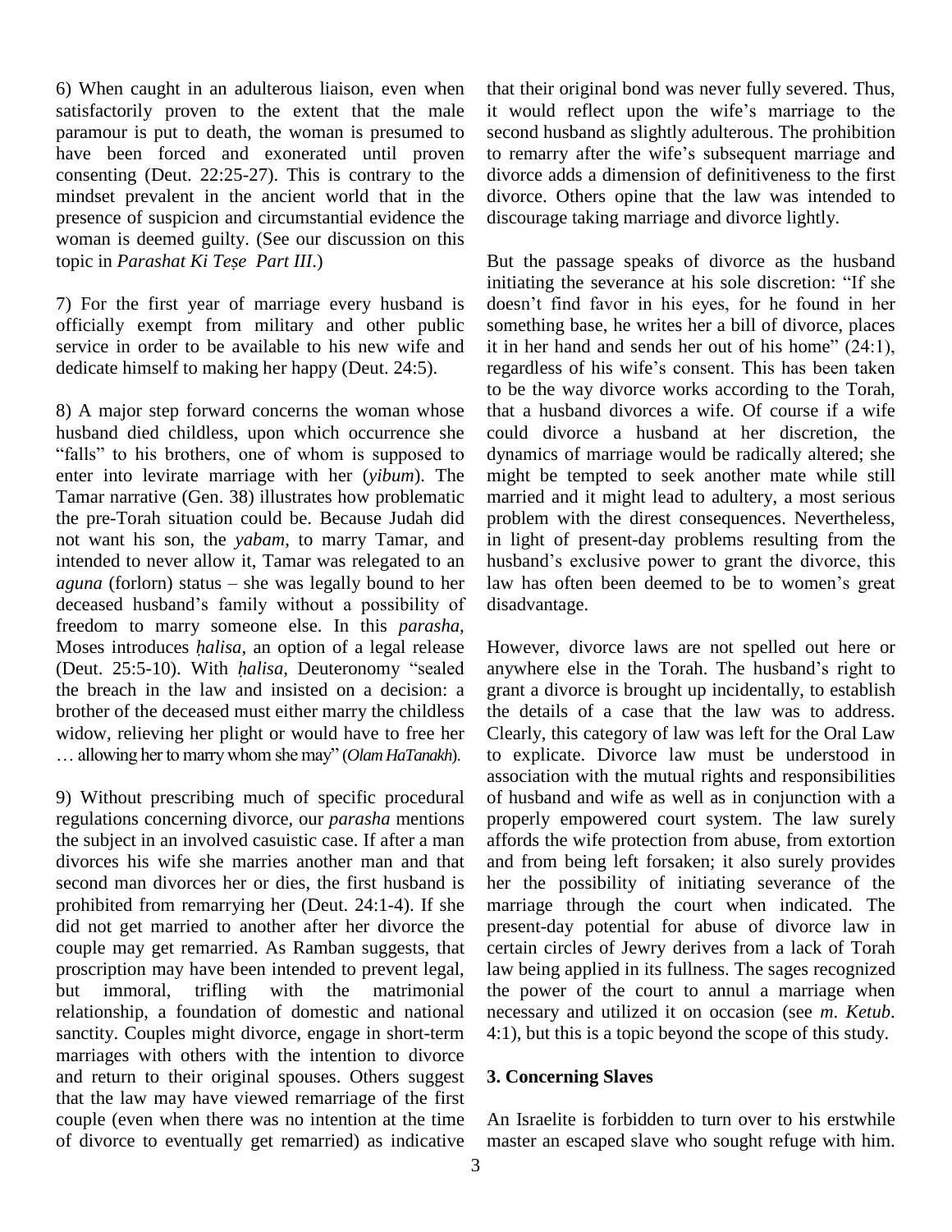6) When caught in an adulterous liaison, even when satisfactorily proven to the extent that the male paramour is put to death, the woman is presumed to have been forced and exonerated until proven consenting (Deut. 22:25-27). This is contrary to the mindset prevalent in the ancient world that in the presence of suspicion and circumstantial evidence the woman is deemed guilty. (See our discussion on this topic in *Parashat Ki Teṣe Part III*.)

7) For the first year of marriage every husband is officially exempt from military and other public service in order to be available to his new wife and dedicate himself to making her happy (Deut. 24:5).

8) A major step forward concerns the woman whose husband died childless, upon which occurrence she "falls" to his brothers, one of whom is supposed to enter into levirate marriage with her (*yibum*). The Tamar narrative (Gen. 38) illustrates how problematic the pre-Torah situation could be. Because Judah did not want his son, the *yabam*, to marry Tamar, and intended to never allow it, Tamar was relegated to an *aguna* (forlorn) status – she was legally bound to her deceased husband's family without a possibility of freedom to marry someone else. In this *parasha*, Moses introduces *ḥalisa*, an option of a legal release (Deut. 25:5-10). With *ḥalisa*, Deuteronomy "sealed the breach in the law and insisted on a decision: a brother of the deceased must either marry the childless widow, relieving her plight or would have to free her … allowing her to marry whom she may" (*Olam HaTanakh*).

9) Without prescribing much of specific procedural regulations concerning divorce, our *parasha* mentions the subject in an involved casuistic case. If after a man divorces his wife she marries another man and that second man divorces her or dies, the first husband is prohibited from remarrying her (Deut. 24:1-4). If she did not get married to another after her divorce the couple may get remarried. As Ramban suggests, that proscription may have been intended to prevent legal, but immoral, trifling with the matrimonial relationship, a foundation of domestic and national sanctity. Couples might divorce, engage in short-term marriages with others with the intention to divorce and return to their original spouses. Others suggest that the law may have viewed remarriage of the first couple (even when there was no intention at the time of divorce to eventually get remarried) as indicative that their original bond was never fully severed. Thus, it would reflect upon the wife's marriage to the second husband as slightly adulterous. The prohibition to remarry after the wife's subsequent marriage and divorce adds a dimension of definitiveness to the first divorce. Others opine that the law was intended to discourage taking marriage and divorce lightly.

But the passage speaks of divorce as the husband initiating the severance at his sole discretion: "If she doesn't find favor in his eyes, for he found in her something base, he writes her a bill of divorce, places it in her hand and sends her out of his home" (24:1), regardless of his wife's consent. This has been taken to be the way divorce works according to the Torah, that a husband divorces a wife. Of course if a wife could divorce a husband at her discretion, the dynamics of marriage would be radically altered; she might be tempted to seek another mate while still married and it might lead to adultery, a most serious problem with the direst consequences. Nevertheless, in light of present-day problems resulting from the husband's exclusive power to grant the divorce, this law has often been deemed to be to women's great disadvantage.

However, divorce laws are not spelled out here or anywhere else in the Torah. The husband's right to grant a divorce is brought up incidentally, to establish the details of a case that the law was to address. Clearly, this category of law was left for the Oral Law to explicate. Divorce law must be understood in association with the mutual rights and responsibilities of husband and wife as well as in conjunction with a properly empowered court system. The law surely affords the wife protection from abuse, from extortion and from being left forsaken; it also surely provides her the possibility of initiating severance of the marriage through the court when indicated. The present-day potential for abuse of divorce law in certain circles of Jewry derives from a lack of Torah law being applied in its fullness. The sages recognized the power of the court to annul a marriage when necessary and utilized it on occasion (see *m. Ketub.* 4:1), but this is a topic beyond the scope of this study.

### 3. Concerning Slaves

An Israelite is forbidden to turn over to his erstwhile master an escaped slave who sought refuge with him.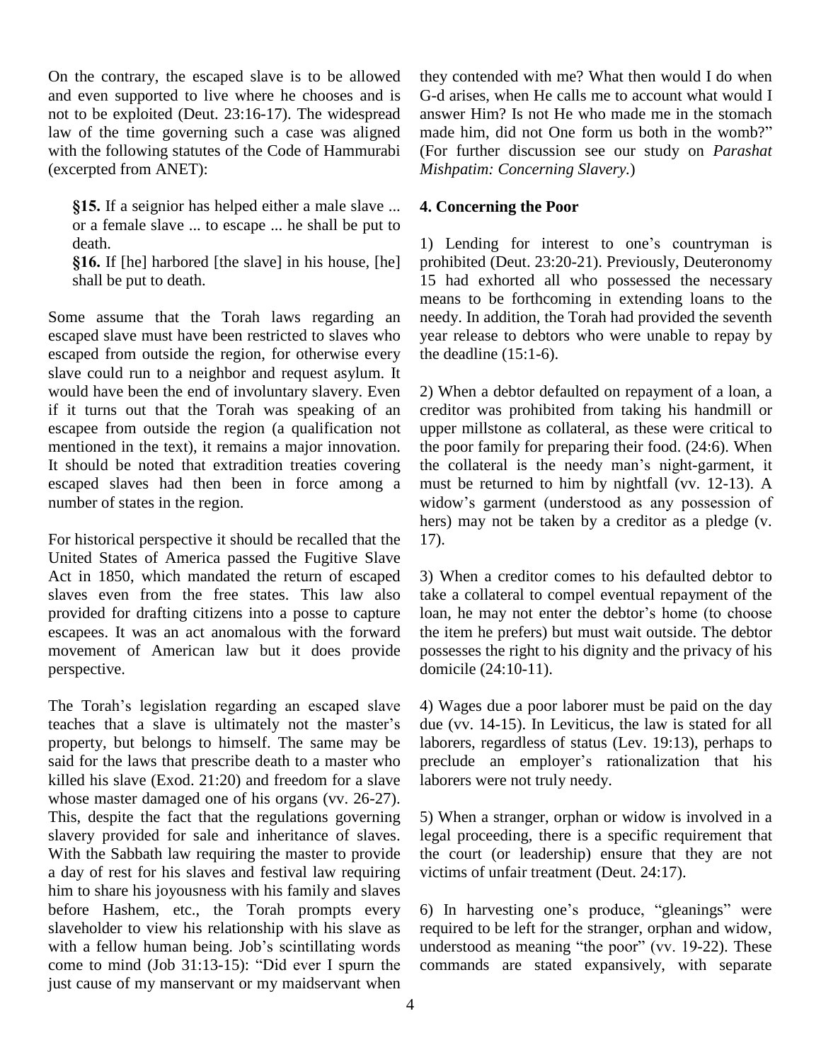On the contrary, the escaped slave is to be allowed and even supported to live where he chooses and is not to be exploited (Deut. 23:16-17). The widespread law of the time governing such a case was aligned with the following statutes of the Code of Hammurabi (excerpted from ANET):

> **§15.** If a seignior has helped either a male slave ... or a female slave ... to escape ... he shall be put to death.
> **§16.** If [he] harbored [the slave] in his house, [he] shall be put to death.

Some assume that the Torah laws regarding an escaped slave must have been restricted to slaves who escaped from outside the region, for otherwise every slave could run to a neighbor and request asylum. It would have been the end of involuntary slavery. Even if it turns out that the Torah was speaking of an escapee from outside the region (a qualification not mentioned in the text), it remains a major innovation. It should be noted that extradition treaties covering escaped slaves had then been in force among a number of states in the region.

For historical perspective it should be recalled that the United States of America passed the Fugitive Slave Act in 1850, which mandated the return of escaped slaves even from the free states. This law also provided for drafting citizens into a posse to capture escapees. It was an act anomalous with the forward movement of American law but it does provide perspective.

The Torah's legislation regarding an escaped slave teaches that a slave is ultimately not the master's property, but belongs to himself. The same may be said for the laws that prescribe death to a master who killed his slave (Exod. 21:20) and freedom for a slave whose master damaged one of his organs (vv. 26-27). This, despite the fact that the regulations governing slavery provided for sale and inheritance of slaves. With the Sabbath law requiring the master to provide a day of rest for his slaves and festival law requiring him to share his joyousness with his family and slaves before Hashem, etc., the Torah prompts every slaveholder to view his relationship with his slave as with a fellow human being. Job's scintillating words come to mind (Job 31:13-15): "Did ever I spurn the just cause of my manservant or my maidservant when they contended with me? What then would I do when G-d arises, when He calls me to account what would I answer Him? Is not He who made me in the stomach made him, did not One form us both in the womb?" (For further discussion see our study on *Parashat Mishpatim: Concerning Slavery.*)

## 4. Concerning the Poor

1) Lending for interest to one's countryman is prohibited (Deut. 23:20-21). Previously, Deuteronomy 15 had exhorted all who possessed the necessary means to be forthcoming in extending loans to the needy. In addition, the Torah had provided the seventh year release to debtors who were unable to repay by the deadline (15:1-6).

2) When a debtor defaulted on repayment of a loan, a creditor was prohibited from taking his handmill or upper millstone as collateral, as these were critical to the poor family for preparing their food. (24:6). When the collateral is the needy man's night-garment, it must be returned to him by nightfall (vv. 12-13). A widow's garment (understood as any possession of hers) may not be taken by a creditor as a pledge (v. 17).

3) When a creditor comes to his defaulted debtor to take a collateral to compel eventual repayment of the loan, he may not enter the debtor's home (to choose the item he prefers) but must wait outside. The debtor possesses the right to his dignity and the privacy of his domicile (24:10-11).

4) Wages due a poor laborer must be paid on the day due (vv. 14-15). In Leviticus, the law is stated for all laborers, regardless of status (Lev. 19:13), perhaps to preclude an employer's rationalization that his laborers were not truly needy.

5) When a stranger, orphan or widow is involved in a legal proceeding, there is a specific requirement that the court (or leadership) ensure that they are not victims of unfair treatment (Deut. 24:17).

6) In harvesting one's produce, "gleanings" were required to be left for the stranger, orphan and widow, understood as meaning "the poor" (vv. 19-22). These commands are stated expansively, with separate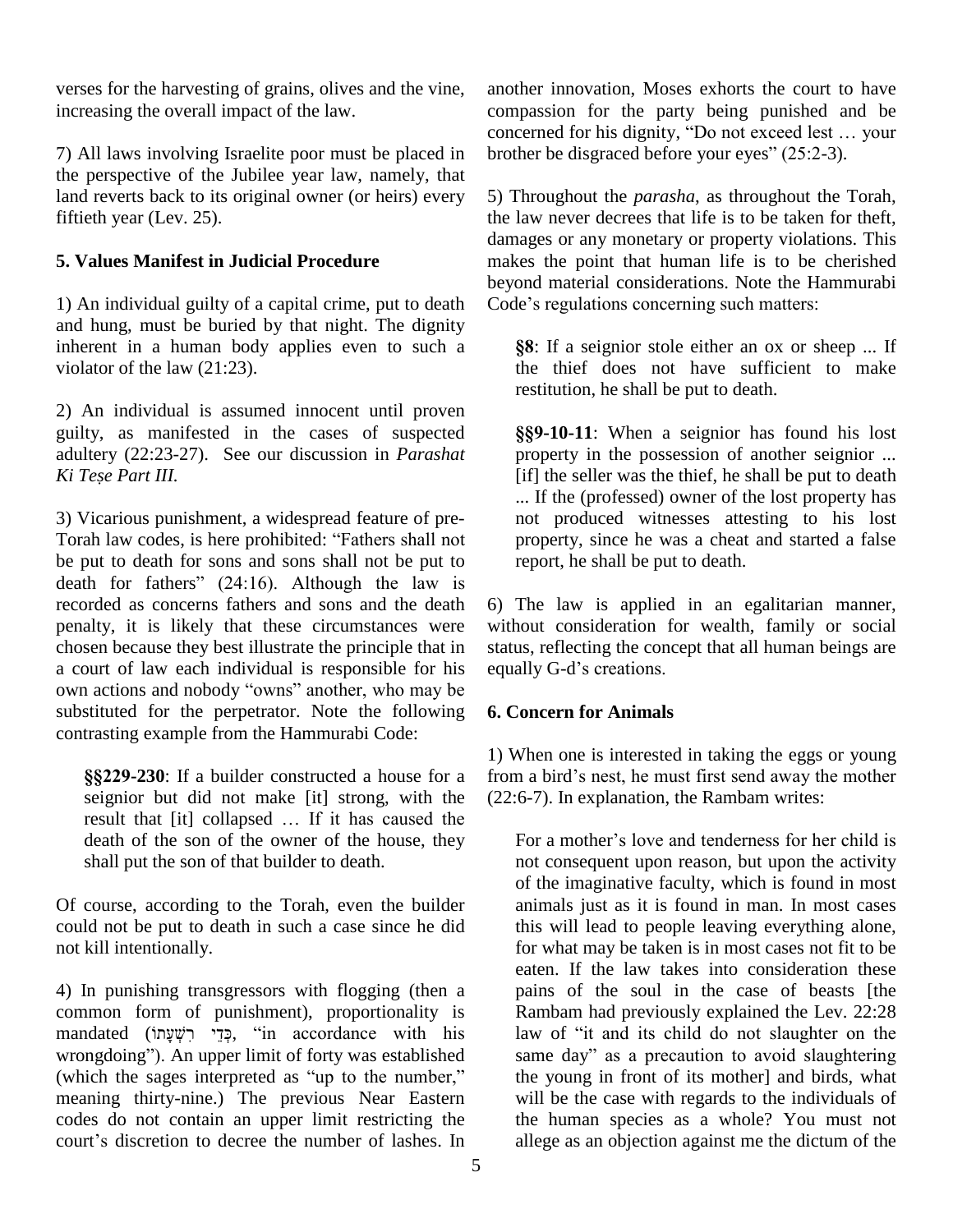verses for the harvesting of grains, olives and the vine, increasing the overall impact of the law.

7) All laws involving Israelite poor must be placed in the perspective of the Jubilee year law, namely, that land reverts back to its original owner (or heirs) every fiftieth year (Lev. 25).

### 5. Values Manifest in Judicial Procedure

1) An individual guilty of a capital crime, put to death and hung, must be buried by that night. The dignity inherent in a human body applies even to such a violator of the law (21:23).

2) An individual is assumed innocent until proven guilty, as manifested in the cases of suspected adultery (22:23-27). See our discussion in *Parashat Ki Teṣe Part III.*

3) Vicarious punishment, a widespread feature of pre-Torah law codes, is here prohibited: "Fathers shall not be put to death for sons and sons shall not be put to death for fathers" (24:16). Although the law is recorded as concerns fathers and sons and the death penalty, it is likely that these circumstances were chosen because they best illustrate the principle that in a court of law each individual is responsible for his own actions and nobody "owns" another, who may be substituted for the perpetrator. Note the following contrasting example from the Hammurabi Code:

> **§§229-230**: If a builder constructed a house for a seignior but did not make [it] strong, with the result that [it] collapsed … If it has caused the death of the son of the owner of the house, they shall put the son of that builder to death.

Of course, according to the Torah, even the builder could not be put to death in such a case since he did not kill intentionally.

4) In punishing transgressors with flogging (then a common form of punishment), proportionality is mandated (כְּדֵי רִשְׁעָתוֹ, "in accordance with his wrongdoing"). An upper limit of forty was established (which the sages interpreted as "up to the number," meaning thirty-nine.) The previous Near Eastern codes do not contain an upper limit restricting the court's discretion to decree the number of lashes. In another innovation, Moses exhorts the court to have compassion for the party being punished and be concerned for his dignity, "Do not exceed lest … your brother be disgraced before your eyes" (25:2-3).

5) Throughout the *parasha*, as throughout the Torah, the law never decrees that life is to be taken for theft, damages or any monetary or property violations. This makes the point that human life is to be cherished beyond material considerations. Note the Hammurabi Code's regulations concerning such matters:

> **§8**: If a seignior stole either an ox or sheep ... If the thief does not have sufficient to make restitution, he shall be put to death.
>
> **§§9-10-11**: When a seignior has found his lost property in the possession of another seignior ... [if] the seller was the thief, he shall be put to death ... If the (professed) owner of the lost property has not produced witnesses attesting to his lost property, since he was a cheat and started a false report, he shall be put to death.

6) The law is applied in an egalitarian manner, without consideration for wealth, family or social status, reflecting the concept that all human beings are equally G-d's creations.

### 6. Concern for Animals

1) When one is interested in taking the eggs or young from a bird's nest, he must first send away the mother (22:6-7). In explanation, the Rambam writes:

> For a mother's love and tenderness for her child is not consequent upon reason, but upon the activity of the imaginative faculty, which is found in most animals just as it is found in man. In most cases this will lead to people leaving everything alone, for what may be taken is in most cases not fit to be eaten. If the law takes into consideration these pains of the soul in the case of beasts [the Rambam had previously explained the Lev. 22:28 law of "it and its child do not slaughter on the same day" as a precaution to avoid slaughtering the young in front of its mother] and birds, what will be the case with regards to the individuals of the human species as a whole? You must not allege as an objection against me the dictum of the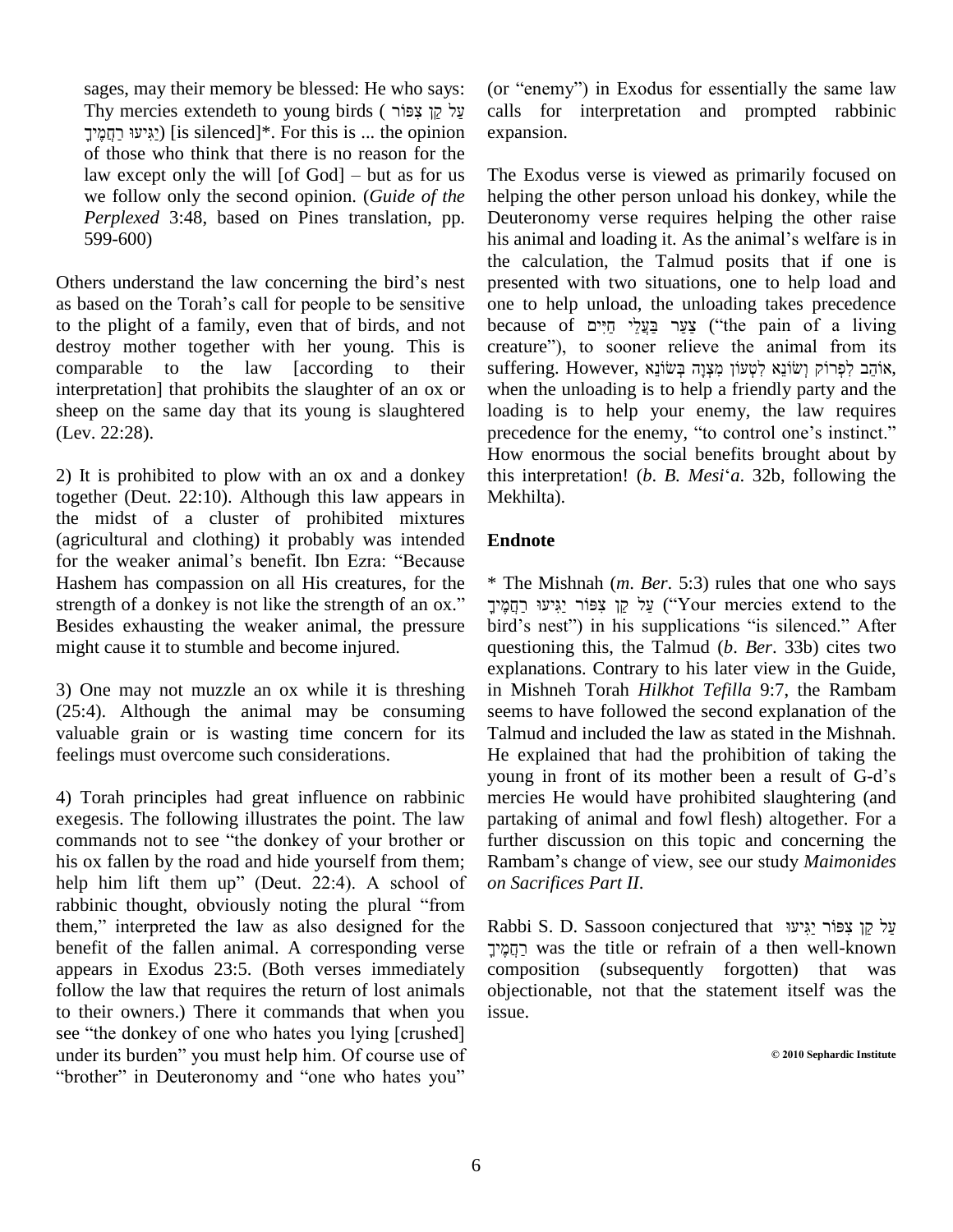sages, may their memory be blessed: He who says: Thy mercies extendeth to young birds (עַל קַן צִפּוֹר יַגִּיעוּ רַחֲמֶיךָ) [is silenced]*. For this is ... the opinion of those who think that there is no reason for the law except only the will [of God] – but as for us we follow only the second opinion. (*Guide of the Perplexed* 3:48, based on Pines translation, pp. 599-600)

Others understand the law concerning the bird's nest as based on the Torah's call for people to be sensitive to the plight of a family, even that of birds, and not destroy mother together with her young. This is comparable to the law [according to their interpretation] that prohibits the slaughter of an ox or sheep on the same day that its young is slaughtered (Lev. 22:28).

2) It is prohibited to plow with an ox and a donkey together (Deut. 22:10). Although this law appears in the midst of a cluster of prohibited mixtures (agricultural and clothing) it probably was intended for the weaker animal's benefit. Ibn Ezra: "Because Hashem has compassion on all His creatures, for the strength of a donkey is not like the strength of an ox." Besides exhausting the weaker animal, the pressure might cause it to stumble and become injured.

3) One may not muzzle an ox while it is threshing (25:4). Although the animal may be consuming valuable grain or is wasting time concern for its feelings must overcome such considerations.

4) Torah principles had great influence on rabbinic exegesis. The following illustrates the point. The law commands not to see "the donkey of your brother or his ox fallen by the road and hide yourself from them; help him lift them up" (Deut. 22:4). A school of rabbinic thought, obviously noting the plural "from them," interpreted the law as also designed for the benefit of the fallen animal. A corresponding verse appears in Exodus 23:5. (Both verses immediately follow the law that requires the return of lost animals to their owners.) There it commands that when you see "the donkey of one who hates you lying [crushed] under its burden" you must help him. Of course use of "brother" in Deuteronomy and "one who hates you" (or "enemy") in Exodus for essentially the same law calls for interpretation and prompted rabbinic expansion.

The Exodus verse is viewed as primarily focused on helping the other person unload his donkey, while the Deuteronomy verse requires helping the other raise his animal and loading it. As the animal's welfare is in the calculation, the Talmud posits that if one is presented with two situations, one to help load and one to help unload, the unloading takes precedence because of צַעַר בַּעֲלֵי חַיִּים ("the pain of a living creature"), to sooner relieve the animal from its suffering. However, אוֹהֵב לִפְרוֹק וְשׂוֹנֵא לִטְעוֹן מִצְוָה בְּשׂוֹנֵא, when the unloading is to help a friendly party and the loading is to help your enemy, the law requires precedence for the enemy, "to control one's instinct." How enormous the social benefits brought about by this interpretation! (*b. B. Mesi*'*a*. 32b, following the Mekhilta).

## Endnote

* The Mishnah (*m. Ber*. 5:3) rules that one who says עַל קַן צִפּוֹר יַגִּיעוּ רַחֲמֶיךָ ("Your mercies extend to the bird's nest") in his supplications "is silenced." After questioning this, the Talmud (*b. Ber*. 33b) cites two explanations. Contrary to his later view in the Guide, in Mishneh Torah *Hilkhot Tefilla* 9:7, the Rambam seems to have followed the second explanation of the Talmud and included the law as stated in the Mishnah. He explained that had the prohibition of taking the young in front of its mother been a result of G-d's mercies He would have prohibited slaughtering (and partaking of animal and fowl flesh) altogether. For a further discussion on this topic and concerning the Rambam's change of view, see our study *Maimonides on Sacrifices Part II*.

Rabbi S. D. Sassoon conjectured that עַל קַן צִפּוֹר יַגִּיעוּ רַחֲמֶיךָ was the title or refrain of a then well-known composition (subsequently forgotten) that was objectionable, not that the statement itself was the issue.

**© 2010 Sephardic Institute**